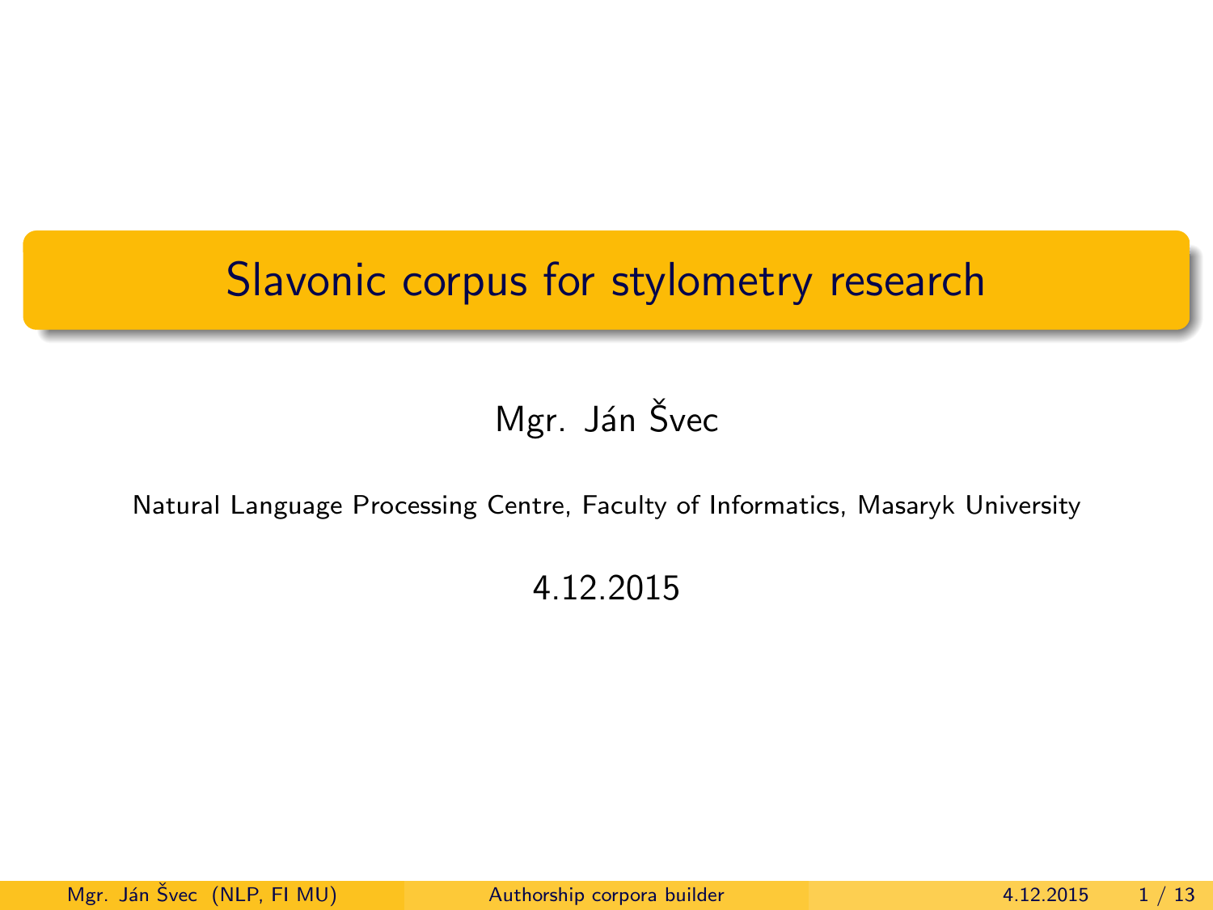# Slavonic corpus for stylometry research

Mgr. Ján Švec

Natural Language Processing Centre, Faculty of Informatics, Masaryk University

4.12.2015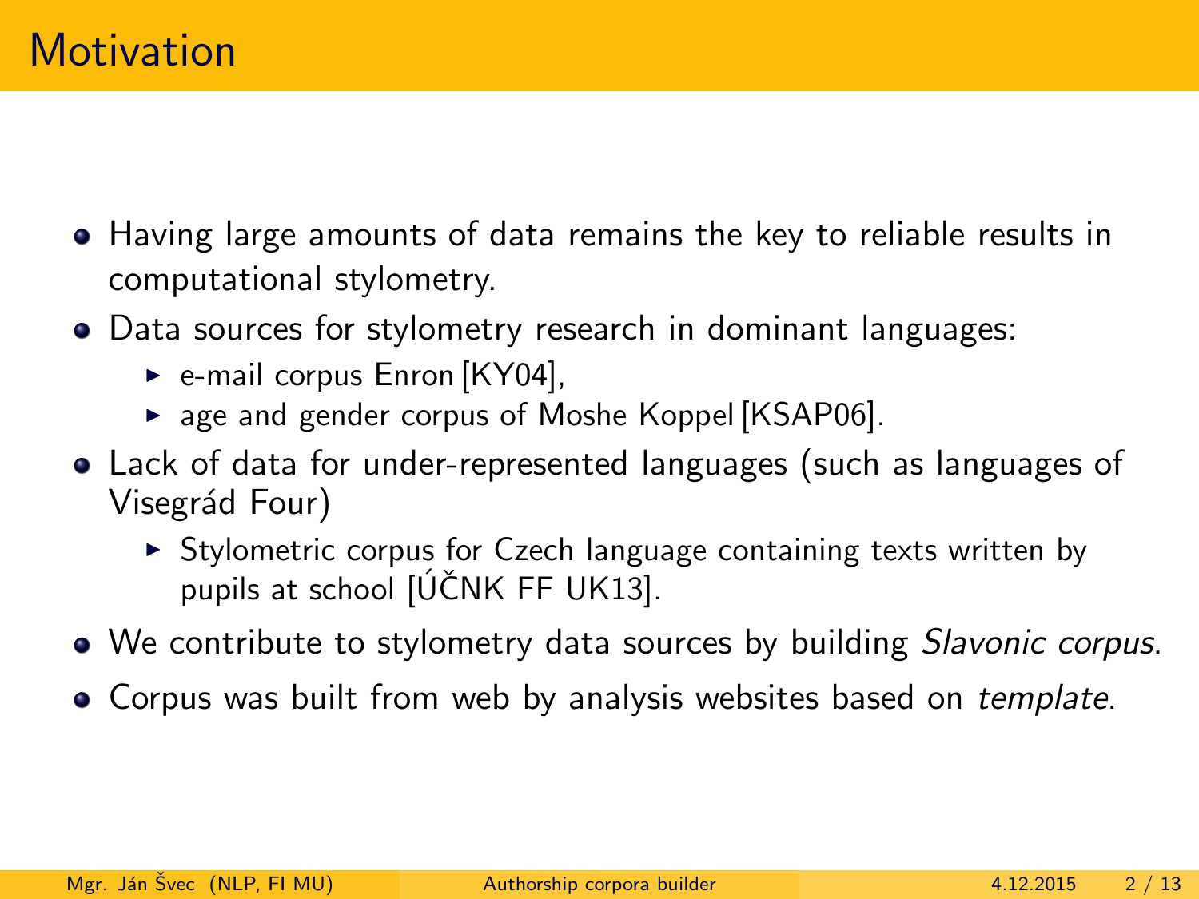# Motivation

- Having large amounts of data remains the key to reliable results in computational stylometry.
- Data sources for stylometry research in dominant languages:
  - e-mail corpus Enron [KY04],
  - age and gender corpus of Moshe Koppel [KSAP06].
- Lack of data for under-represented languages (such as languages of Visegrád Four)
  - Stylometric corpus for Czech language containing texts written by pupils at school [ÚČNK FF UK13].
- We contribute to stylometry data sources by building *Slavonic corpus*.
- Corpus was built from web by analysis websites based on *template*.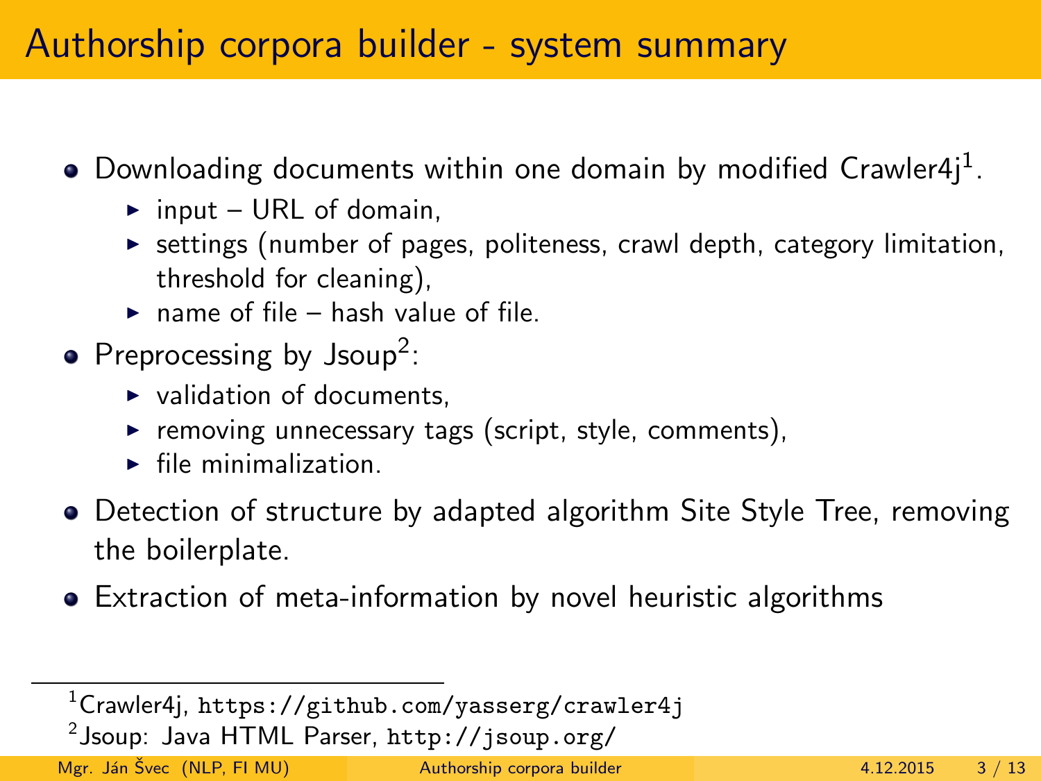# Authorship corpora builder - system summary

- Downloading documents within one domain by modified Crawler4j[1].
  - input – URL of domain,
  - settings (number of pages, politeness, crawl depth, category limitation, threshold for cleaning),
  - name of file – hash value of file.
- Preprocessing by Jsoup[2]:
  - validation of documents,
  - removing unnecessary tags (script, style, comments),
  - file minimalization.
- Detection of structure by adapted algorithm Site Style Tree, removing the boilerplate.
- Extraction of meta-information by novel heuristic algorithms

---

[1] Crawler4j, `https://github.com/yasserg/crawler4j`

[2] Jsoup: Java HTML Parser, `http://jsoup.org/`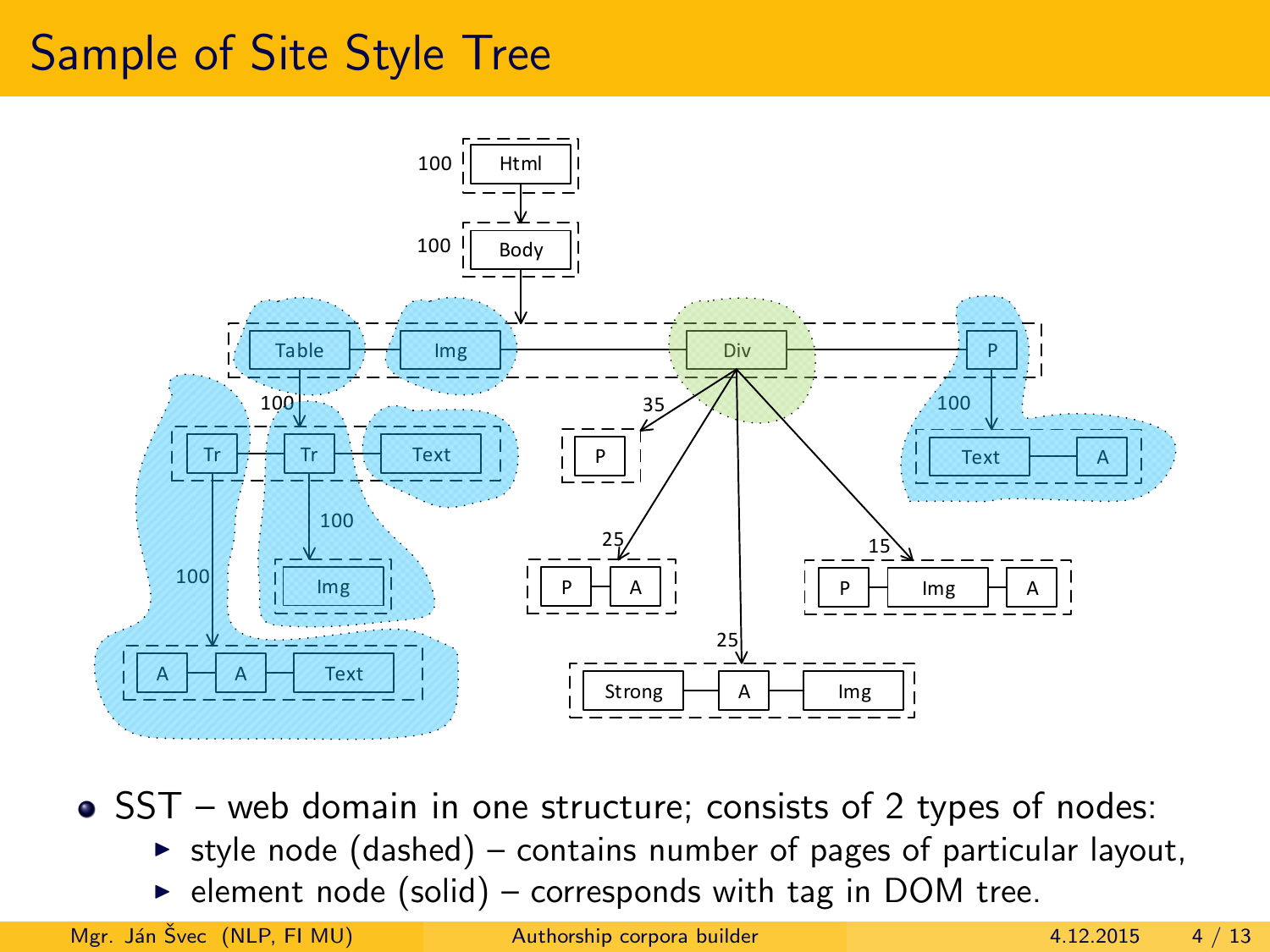# Sample of Site Style Tree

- SST – web domain in one structure; consists of 2 types of nodes:
  - style node (dashed) – contains number of pages of particular layout,
  - element node (solid) – corresponds with tag in DOM tree.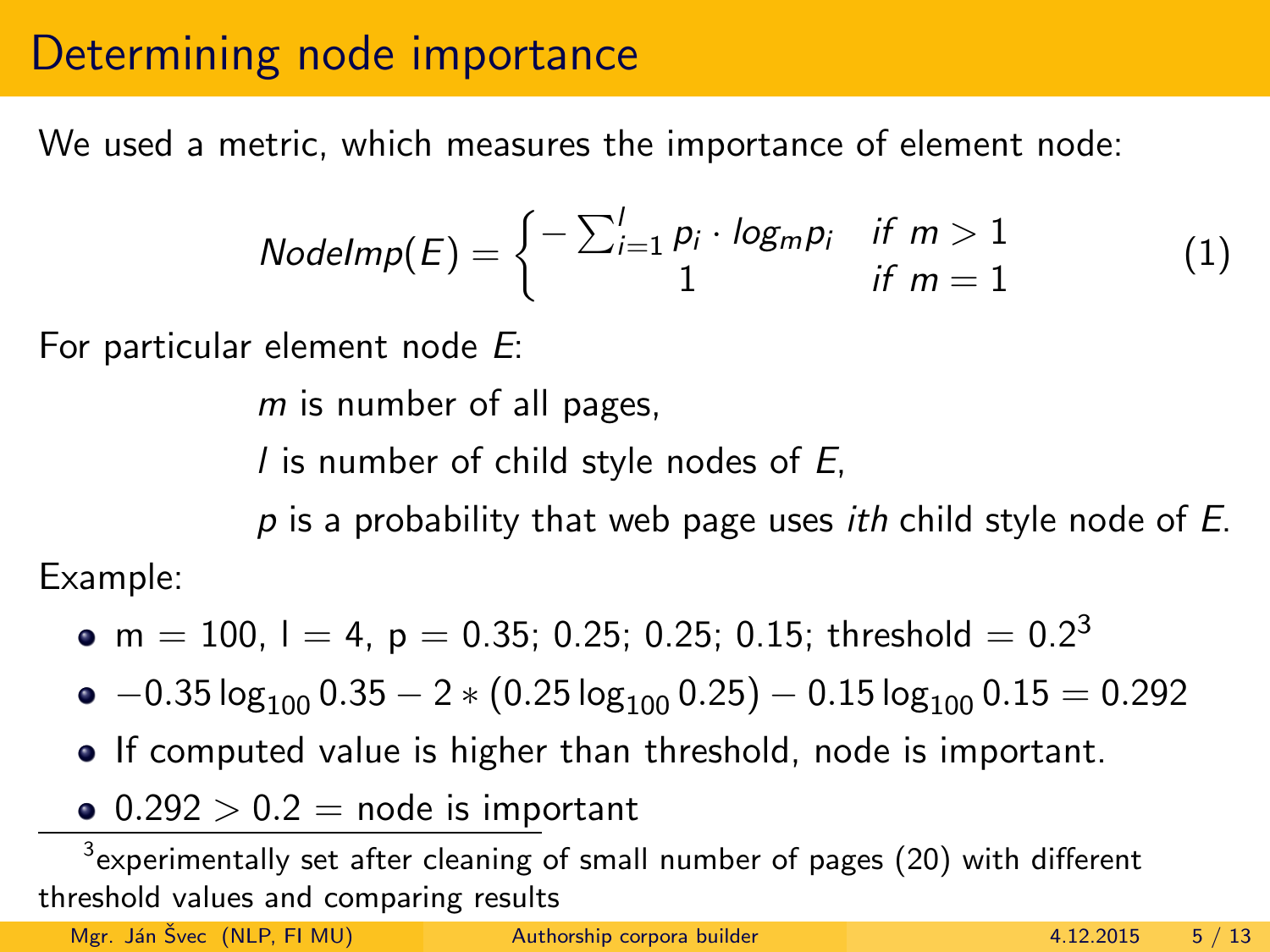# Determining node importance

We used a metric, which measures the importance of element node:

$$NodeImp(E) = \begin{cases} -\sum_{i=1}^{l} p_i \cdot log_m p_i & if \ m > 1 \\ 1 & if \ m = 1 \end{cases} \tag{1}$$

For particular element node $E$:

$m$ is number of all pages,

$l$ is number of child style nodes of $E$,

$p$ is a probability that web page uses *ith* child style node of $E$.

Example:

- m = 100, l = 4, p = 0.35; 0.25; 0.25; 0.15; threshold = 0.2[3]
- $-0.35 \log_{100} 0.35 - 2 * (0.25 \log_{100} 0.25) - 0.15 \log_{100} 0.15 = 0.292$
- If computed value is higher than threshold, node is important.
- $0.292 > 0.2$ = node is important

[3] experimentally set after cleaning of small number of pages (20) with different threshold values and comparing results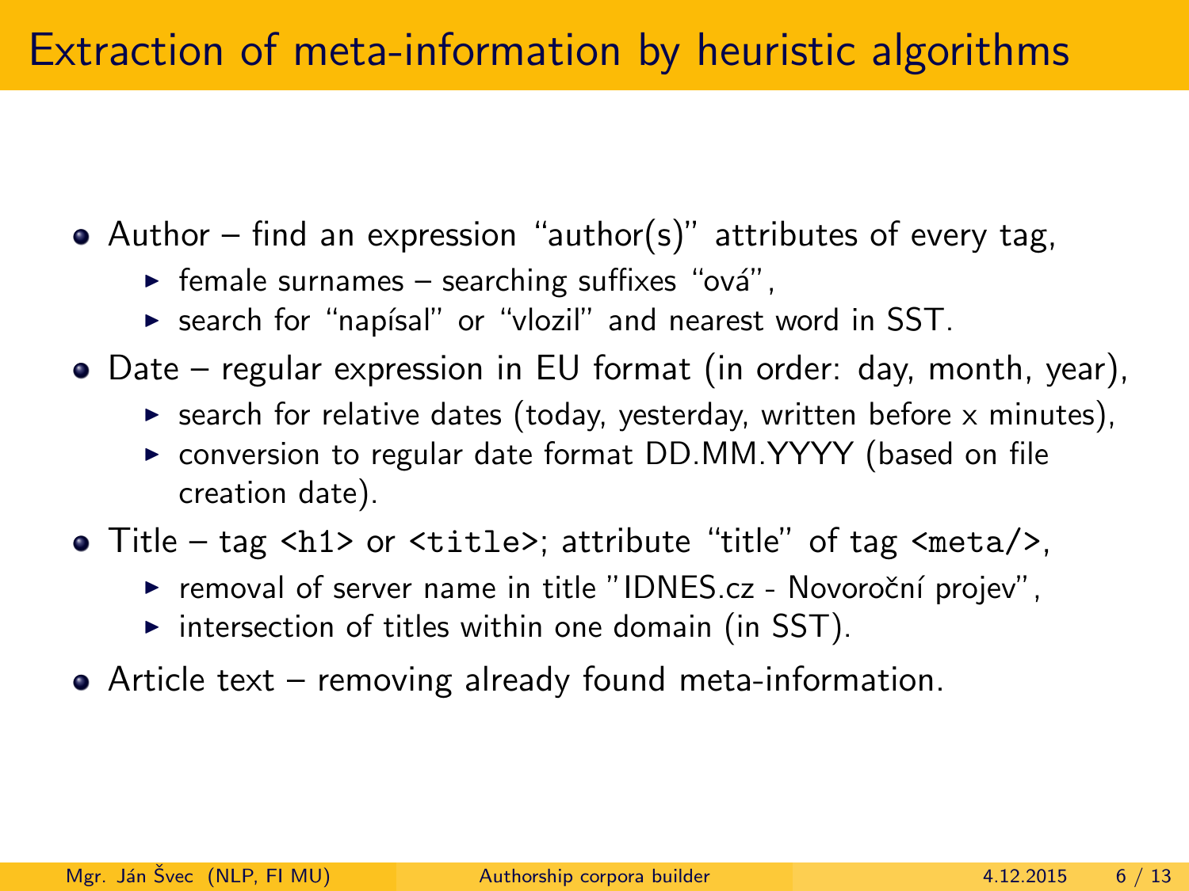# Extraction of meta-information by heuristic algorithms

- Author – find an expression “author(s)” attributes of every tag,
  - female surnames – searching suffixes “ová”,
  - search for “napísal” or “vlozil” and nearest word in SST.
- Date – regular expression in EU format (in order: day, month, year),
  - search for relative dates (today, yesterday, written before x minutes),
  - conversion to regular date format DD.MM.YYYY (based on file creation date).
- Title – tag `<h1>` or `<title>`; attribute “title” of tag `<meta/>`,
  - removal of server name in title "IDNES.cz - Novoroční projev",
  - intersection of titles within one domain (in SST).
- Article text – removing already found meta-information.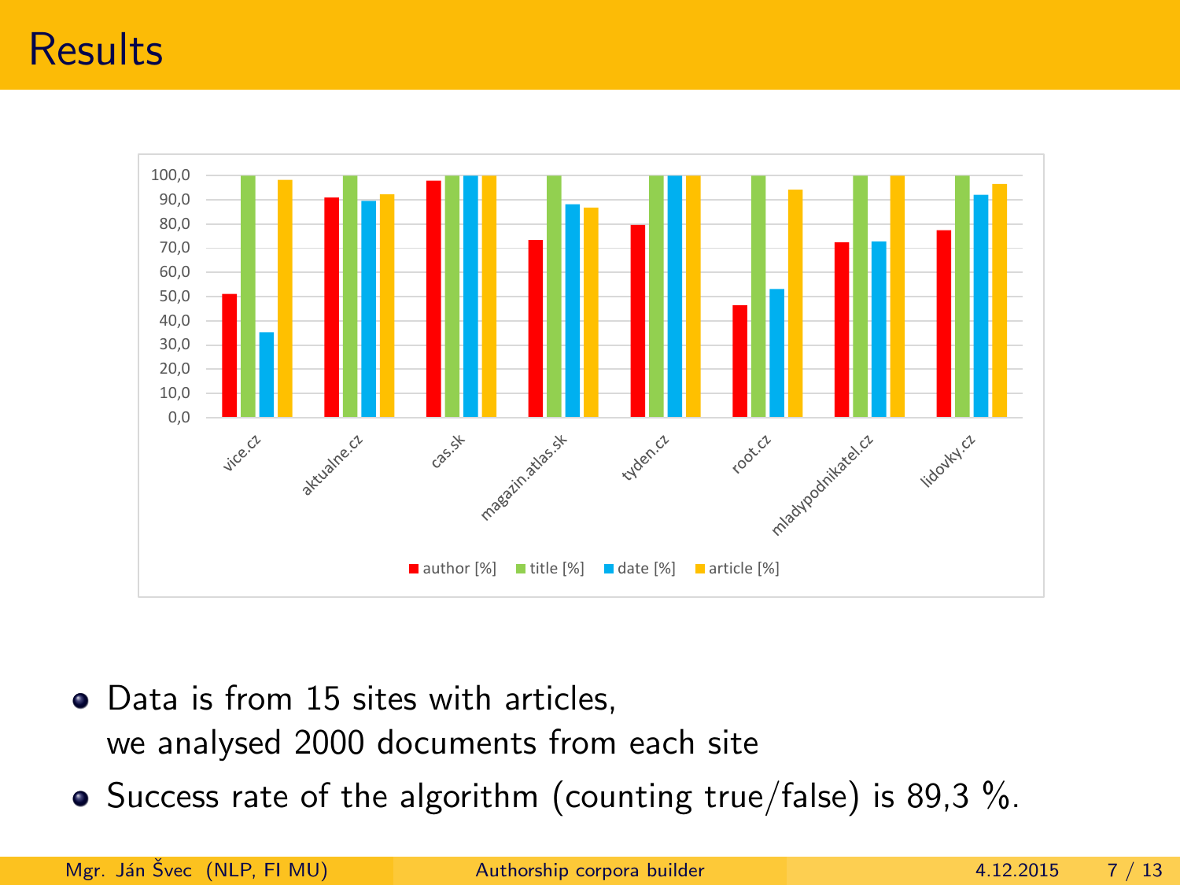# Results

- Data is from 15 sites with articles, we analysed 2000 documents from each site
- Success rate of the algorithm (counting true/false) is 89,3 %.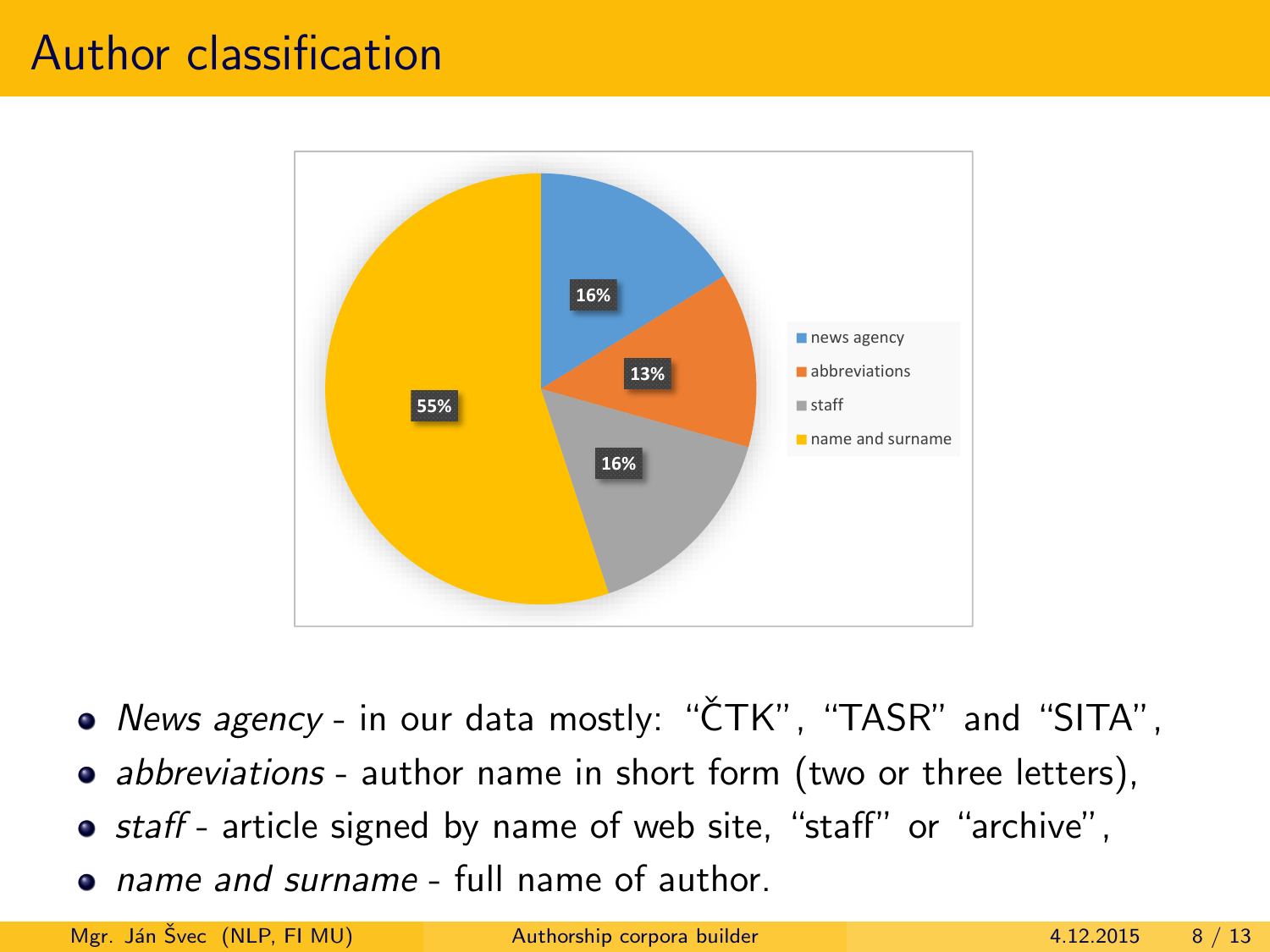# Author classification

| Category | Share |
|---|---|
| news agency | 16% |
| abbreviations | 13% |
| staff | 16% |
| name and surname | 55% |

- *News agency* - in our data mostly: "ČTK", "TASR" and "SITA",
- *abbreviations* - author name in short form (two or three letters),
- *staff* - article signed by name of web site, "staff" or "archive",
- *name and surname* - full name of author.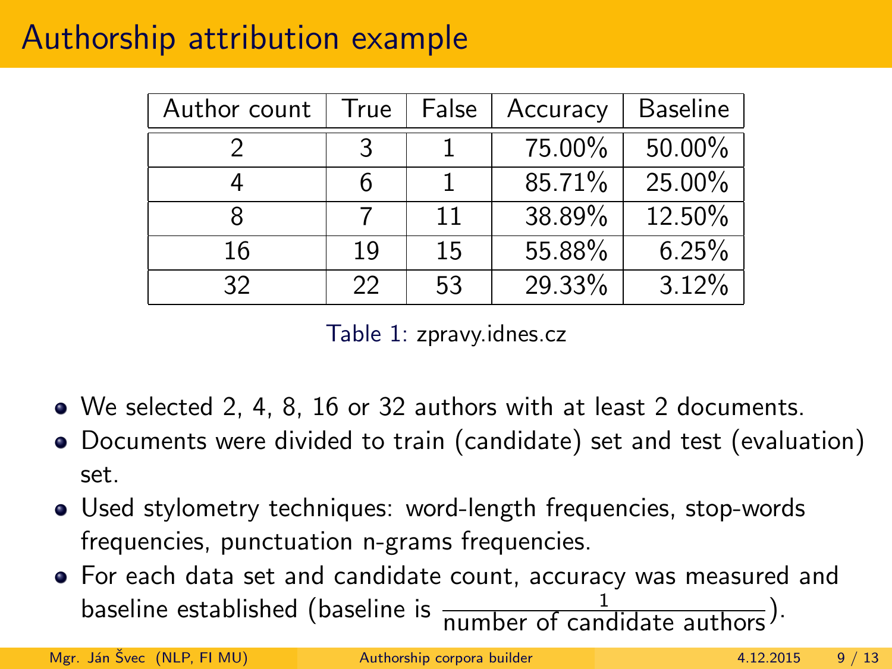# Authorship attribution example

| Author count | True | False | Accuracy | Baseline |
|---|---|---|---|---|
| 2 | 3 | 1 | 75.00% | 50.00% |
| 4 | 6 | 1 | 85.71% | 25.00% |
| 8 | 7 | 11 | 38.89% | 12.50% |
| 16 | 19 | 15 | 55.88% | 6.25% |
| 32 | 22 | 53 | 29.33% | 3.12% |

Table 1: zpravy.idnes.cz

- We selected 2, 4, 8, 16 or 32 authors with at least 2 documents.
- Documents were divided to train (candidate) set and test (evaluation) set.
- Used stylometry techniques: word-length frequencies, stop-words frequencies, punctuation n-grams frequencies.
- For each data set and candidate count, accuracy was measured and baseline established (baseline is $\frac{1}{\text{number of candidate authors}}$).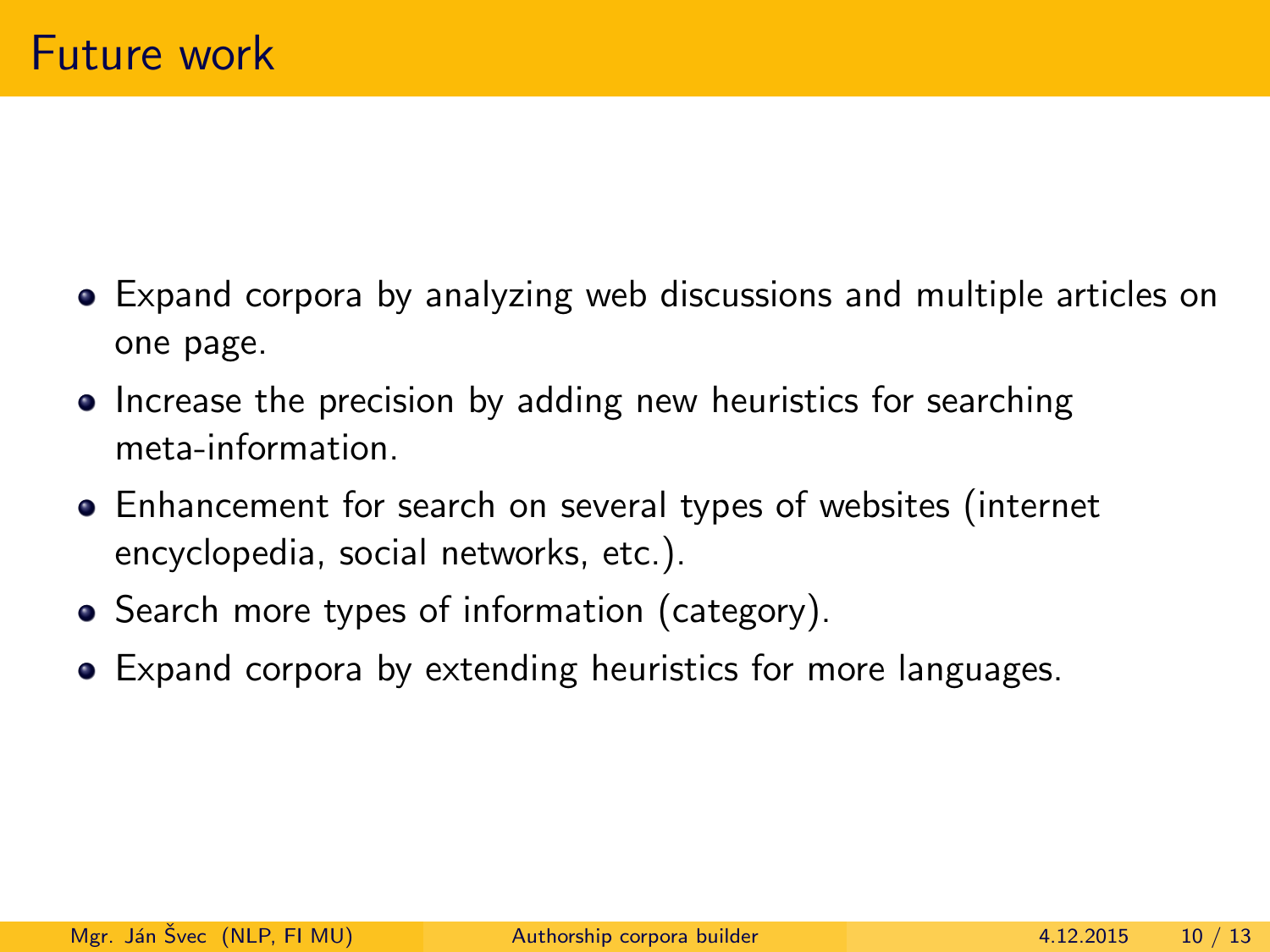# Future work

- Expand corpora by analyzing web discussions and multiple articles on one page.
- Increase the precision by adding new heuristics for searching meta-information.
- Enhancement for search on several types of websites (internet encyclopedia, social networks, etc.).
- Search more types of information (category).
- Expand corpora by extending heuristics for more languages.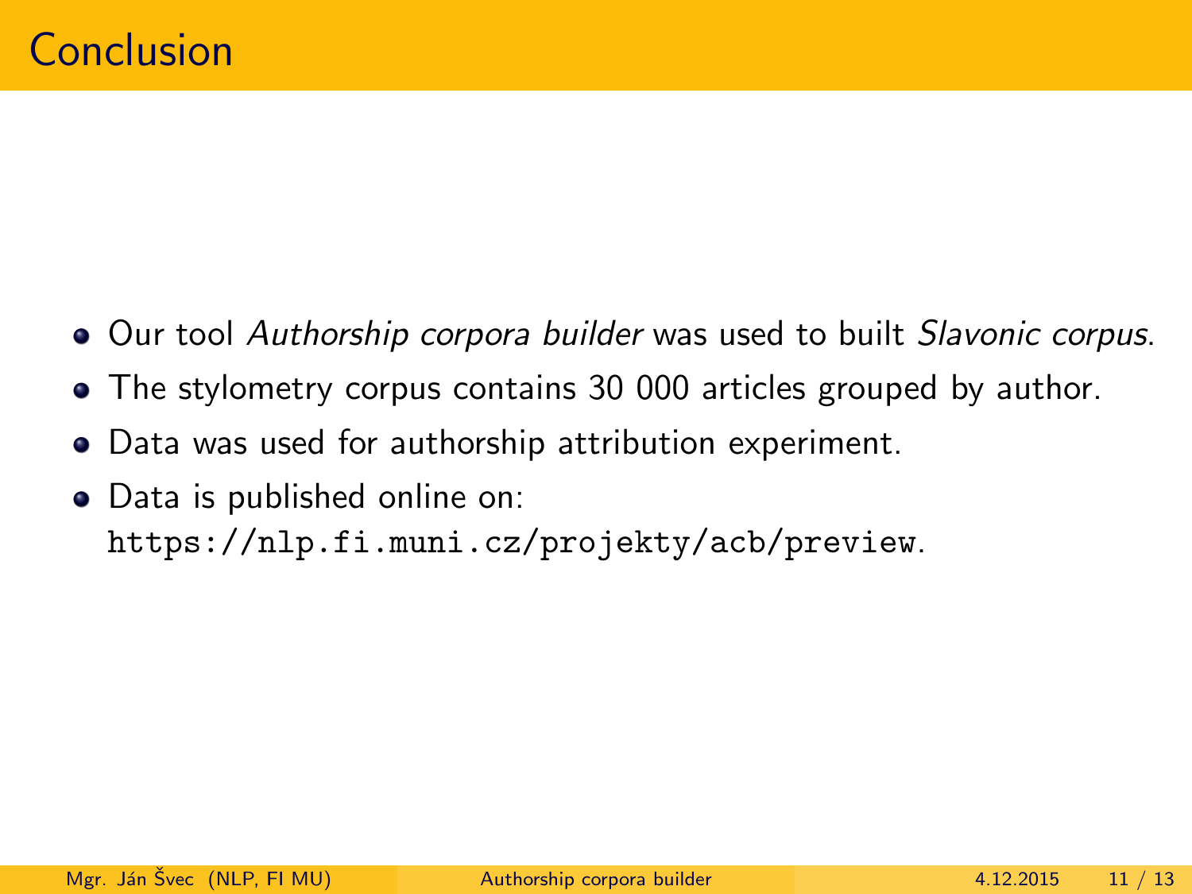# Conclusion

- Our tool *Authorship corpora builder* was used to built *Slavonic corpus*.
- The stylometry corpus contains 30 000 articles grouped by author.
- Data was used for authorship attribution experiment.
- Data is published online on: `https://nlp.fi.muni.cz/projekty/acb/preview`.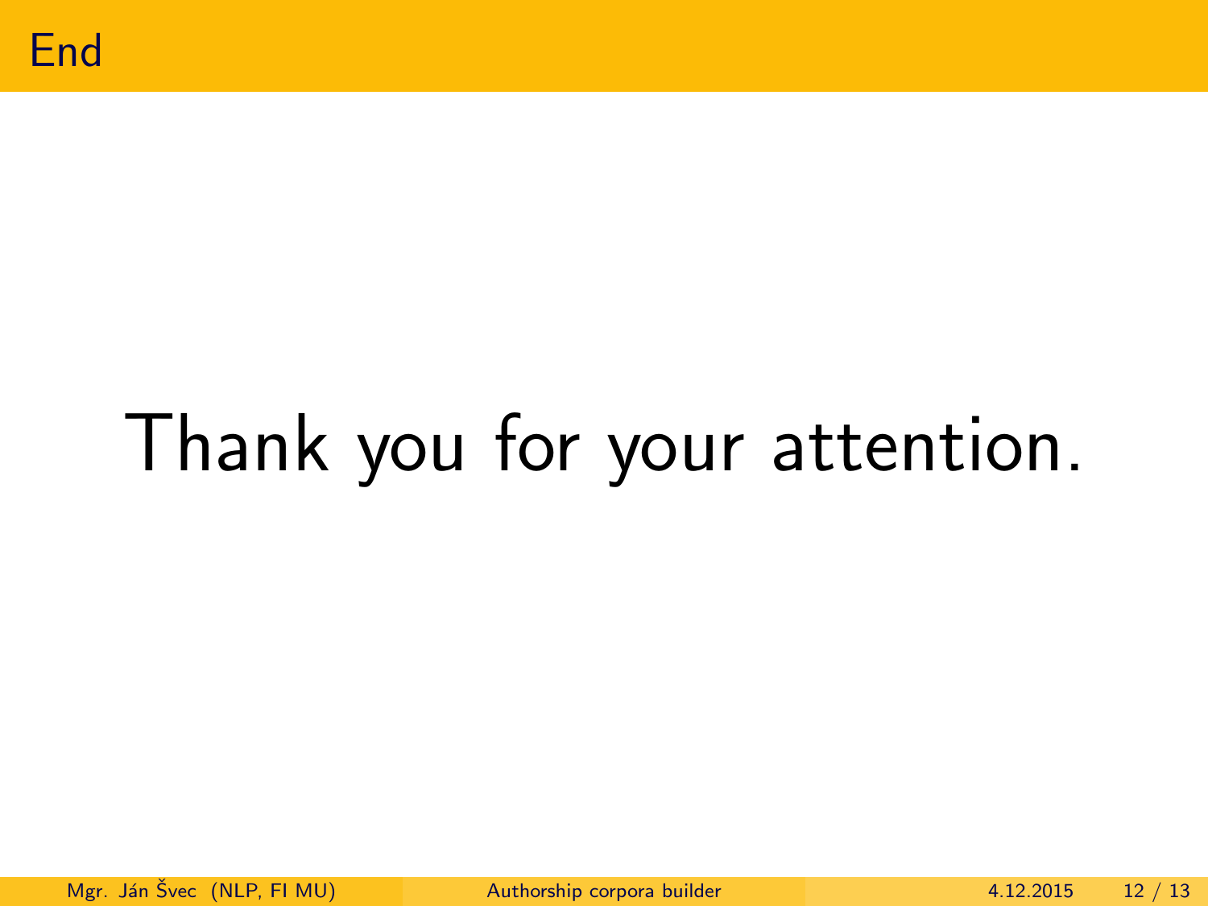# End

Thank you for your attention.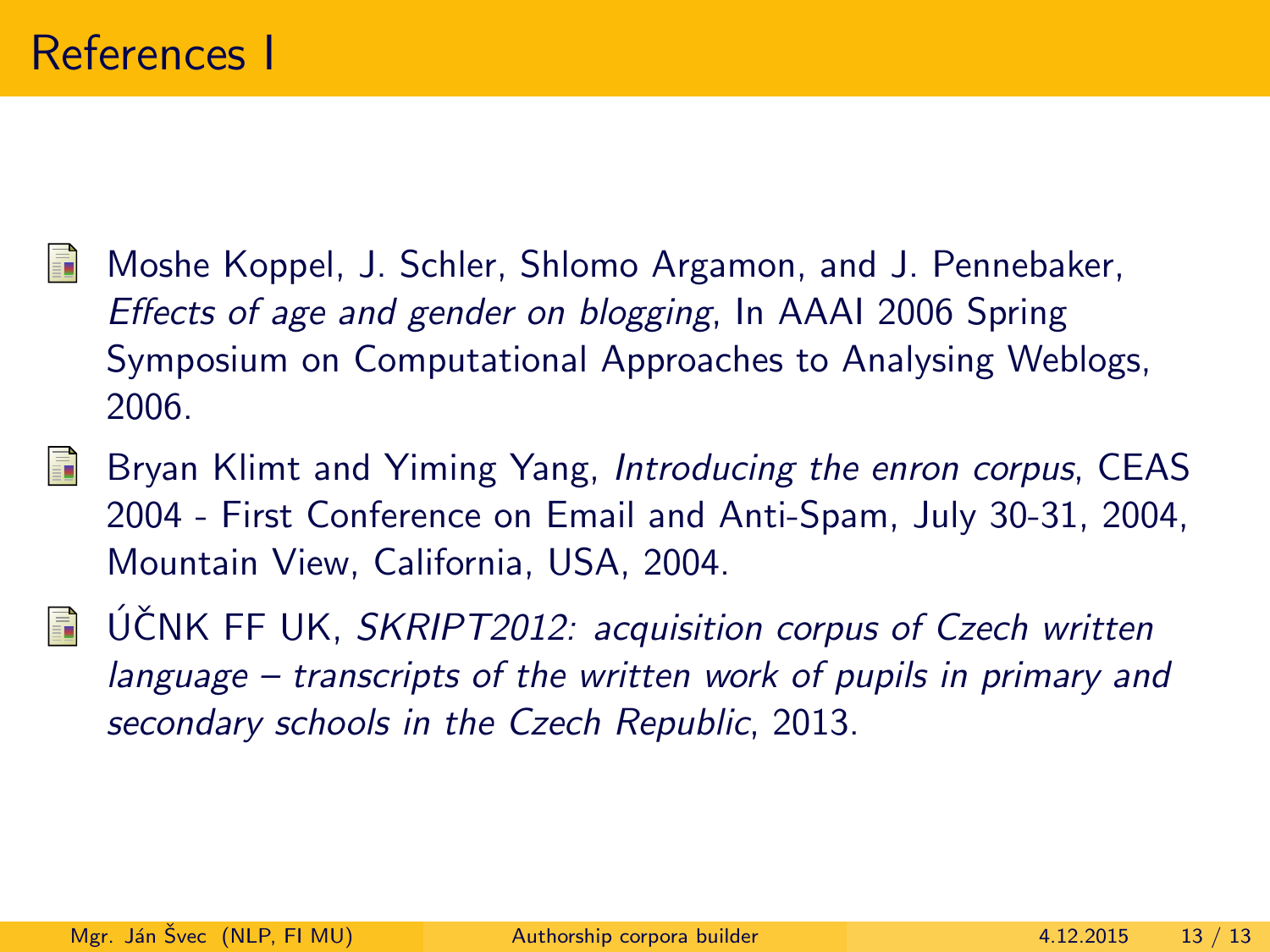# References I

- Moshe Koppel, J. Schler, Shlomo Argamon, and J. Pennebaker, *Effects of age and gender on blogging*, In AAAI 2006 Spring Symposium on Computational Approaches to Analysing Weblogs, 2006.
- Bryan Klimt and Yiming Yang, *Introducing the enron corpus*, CEAS 2004 - First Conference on Email and Anti-Spam, July 30-31, 2004, Mountain View, California, USA, 2004.
- ÚČNK FF UK, *SKRIPT2012: acquisition corpus of Czech written language – transcripts of the written work of pupils in primary and secondary schools in the Czech Republic*, 2013.